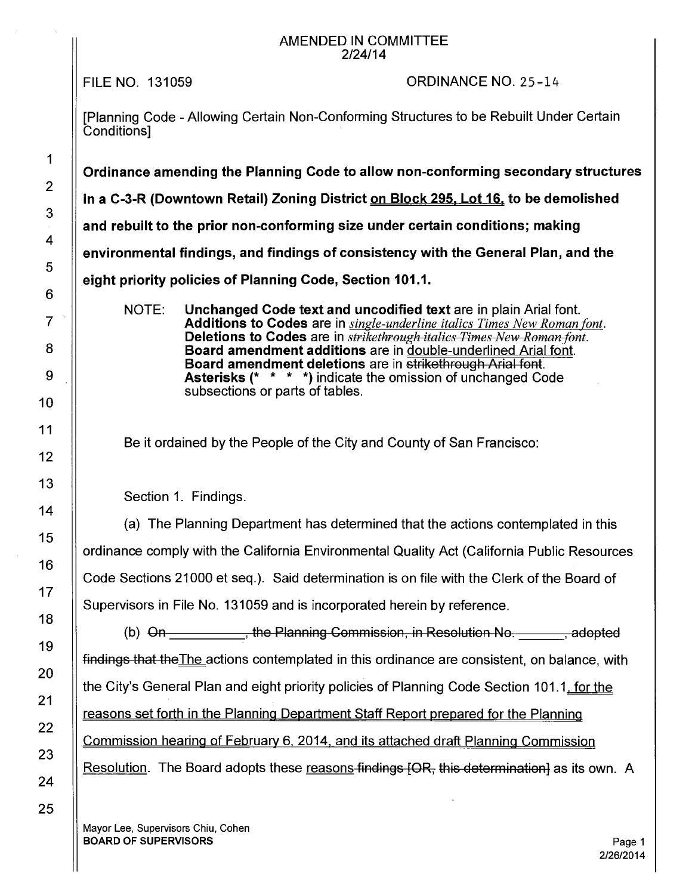AMENDED IN COMMITTEE
2/24/14

FILE NO. 131059 ORDINANCE NO. 25-14

[Planning Code - Allowing Certain Non-Conforming Structures to be Rebuilt Under Certain Conditions]

**Ordinance amending the Planning Code to allow non-conforming secondary structures in a C-3-R (Downtown Retail) Zoning District on Block 295, Lot 16, to be demolished and rebuilt to the prior non-conforming size under certain conditions; making environmental findings, and findings of consistency with the General Plan, and the eight priority policies of Planning Code, Section 101.1.**

NOTE: **Unchanged Code text and uncodified text** are in plain Arial font.
**Additions to Codes** are in *single-underline italics Times New Roman font*.
**Deletions to Codes** are in ~~*strikethrough italics Times New Roman font*~~.
**Board amendment additions** are in double-underlined Arial font.
**Board amendment deletions** are in ~~strikethrough Arial font~~.
**Asterisks (\* \* \* \*)** indicate the omission of unchanged Code subsections or parts of tables.

Be it ordained by the People of the City and County of San Francisco:

Section 1. Findings.

(a) The Planning Department has determined that the actions contemplated in this ordinance comply with the California Environmental Quality Act (California Public Resources Code Sections 21000 et seq.). Said determination is on file with the Clerk of the Board of Supervisors in File No. 131059 and is incorporated herein by reference.

(b) ~~On \_\_\_\_\_\_\_\_\_\_, the Planning Commission, in Resolution No. \_\_\_\_\_\_\_, adopted findings that the~~The actions contemplated in this ordinance are consistent, on balance, with the City's General Plan and eight priority policies of Planning Code Section 101.1, for the reasons set forth in the Planning Department Staff Report prepared for the Planning Commission hearing of February 6, 2014, and its attached draft Planning Commission Resolution. The Board adopts these reasons ~~findings [OR, this determination]~~ as its own. A

Mayor Lee, Supervisors Chiu, Cohen
**BOARD OF SUPERVISORS**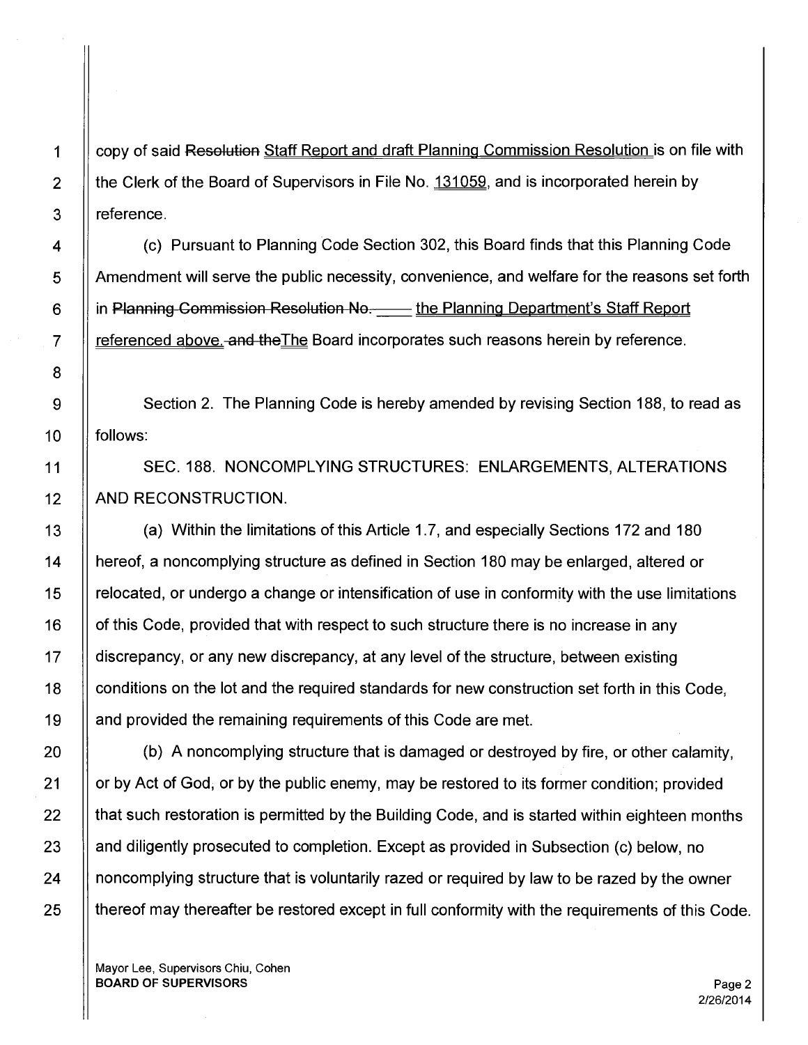copy of said ~~Resolution~~ Staff Report and draft Planning Commission Resolution is on file with the Clerk of the Board of Supervisors in File No. 131059, and is incorporated herein by reference.

(c) Pursuant to Planning Code Section 302, this Board finds that this Planning Code Amendment will serve the public necessity, convenience, and welfare for the reasons set forth in ~~Planning Commission Resolution No. \_\_\_\_~~ the Planning Department's Staff Report referenced above. ~~and the~~The Board incorporates such reasons herein by reference.

Section 2. The Planning Code is hereby amended by revising Section 188, to read as follows:

SEC. 188. NONCOMPLYING STRUCTURES: ENLARGEMENTS, ALTERATIONS AND RECONSTRUCTION.

(a) Within the limitations of this Article 1.7, and especially Sections 172 and 180 hereof, a noncomplying structure as defined in Section 180 may be enlarged, altered or relocated, or undergo a change or intensification of use in conformity with the use limitations of this Code, provided that with respect to such structure there is no increase in any discrepancy, or any new discrepancy, at any level of the structure, between existing conditions on the lot and the required standards for new construction set forth in this Code, and provided the remaining requirements of this Code are met.

(b) A noncomplying structure that is damaged or destroyed by fire, or other calamity, or by Act of God, or by the public enemy, may be restored to its former condition; provided that such restoration is permitted by the Building Code, and is started within eighteen months and diligently prosecuted to completion. Except as provided in Subsection (c) below, no noncomplying structure that is voluntarily razed or required by law to be razed by the owner thereof may thereafter be restored except in full conformity with the requirements of this Code.

Mayor Lee, Supervisors Chiu, Cohen
**BOARD OF SUPERVISORS**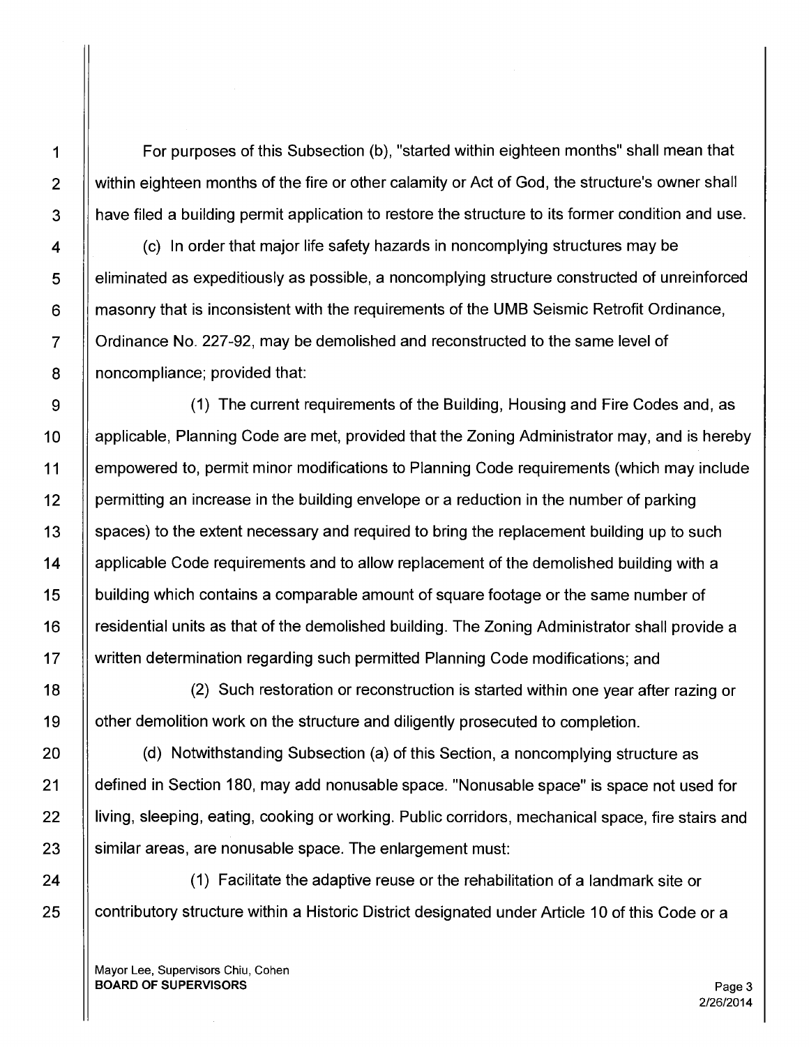For purposes of this Subsection (b), "started within eighteen months" shall mean that within eighteen months of the fire or other calamity or Act of God, the structure's owner shall have filed a building permit application to restore the structure to its former condition and use.

(c) In order that major life safety hazards in noncomplying structures may be eliminated as expeditiously as possible, a noncomplying structure constructed of unreinforced masonry that is inconsistent with the requirements of the UMB Seismic Retrofit Ordinance, Ordinance No. 227-92, may be demolished and reconstructed to the same level of noncompliance; provided that:

(1) The current requirements of the Building, Housing and Fire Codes and, as applicable, Planning Code are met, provided that the Zoning Administrator may, and is hereby empowered to, permit minor modifications to Planning Code requirements (which may include permitting an increase in the building envelope or a reduction in the number of parking spaces) to the extent necessary and required to bring the replacement building up to such applicable Code requirements and to allow replacement of the demolished building with a building which contains a comparable amount of square footage or the same number of residential units as that of the demolished building. The Zoning Administrator shall provide a written determination regarding such permitted Planning Code modifications; and

(2) Such restoration or reconstruction is started within one year after razing or other demolition work on the structure and diligently prosecuted to completion.

(d) Notwithstanding Subsection (a) of this Section, a noncomplying structure as defined in Section 180, may add nonusable space. "Nonusable space" is space not used for living, sleeping, eating, cooking or working. Public corridors, mechanical space, fire stairs and similar areas, are nonusable space. The enlargement must:

(1) Facilitate the adaptive reuse or the rehabilitation of a landmark site or contributory structure within a Historic District designated under Article 10 of this Code or a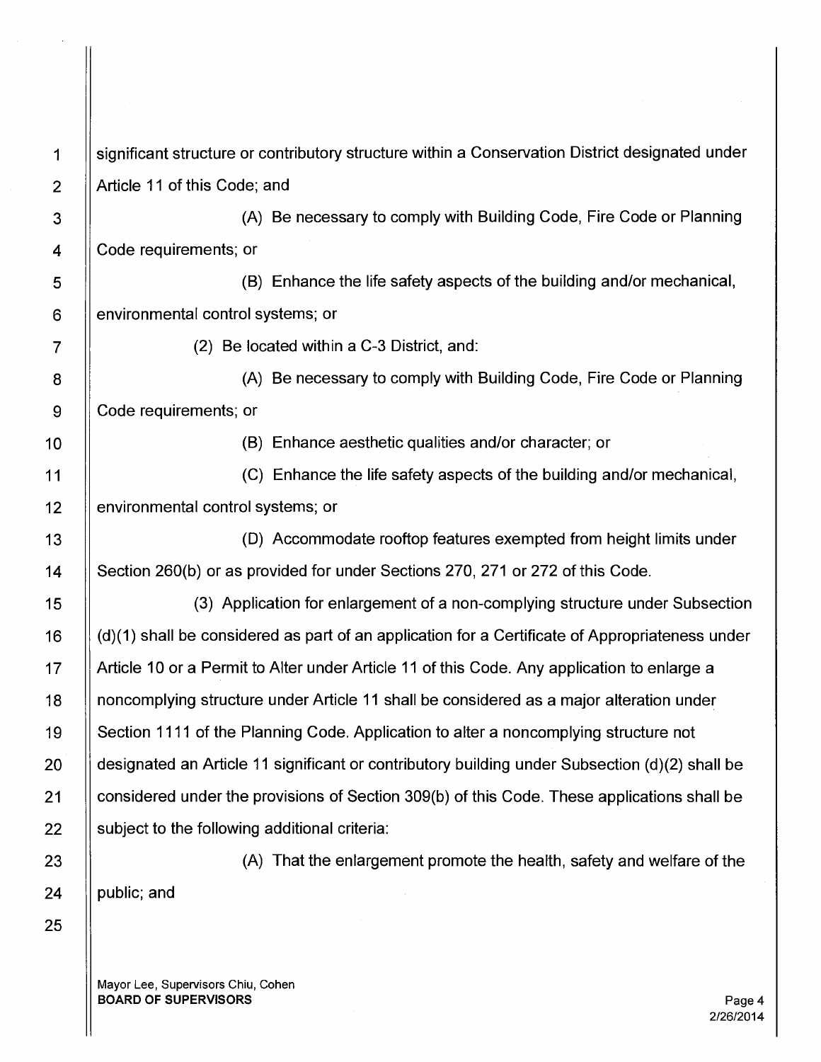significant structure or contributory structure within a Conservation District designated under Article 11 of this Code; and

(A) Be necessary to comply with Building Code, Fire Code or Planning Code requirements; or

(B) Enhance the life safety aspects of the building and/or mechanical, environmental control systems; or

(2) Be located within a C-3 District, and:

(A) Be necessary to comply with Building Code, Fire Code or Planning Code requirements; or

(B) Enhance aesthetic qualities and/or character; or

(C) Enhance the life safety aspects of the building and/or mechanical, environmental control systems; or

(D) Accommodate rooftop features exempted from height limits under Section 260(b) or as provided for under Sections 270, 271 or 272 of this Code.

(3) Application for enlargement of a non-complying structure under Subsection (d)(1) shall be considered as part of an application for a Certificate of Appropriateness under Article 10 or a Permit to Alter under Article 11 of this Code. Any application to enlarge a noncomplying structure under Article 11 shall be considered as a major alteration under Section 1111 of the Planning Code. Application to alter a noncomplying structure not designated an Article 11 significant or contributory building under Subsection (d)(2) shall be considered under the provisions of Section 309(b) of this Code. These applications shall be subject to the following additional criteria:

(A) That the enlargement promote the health, safety and welfare of the public; and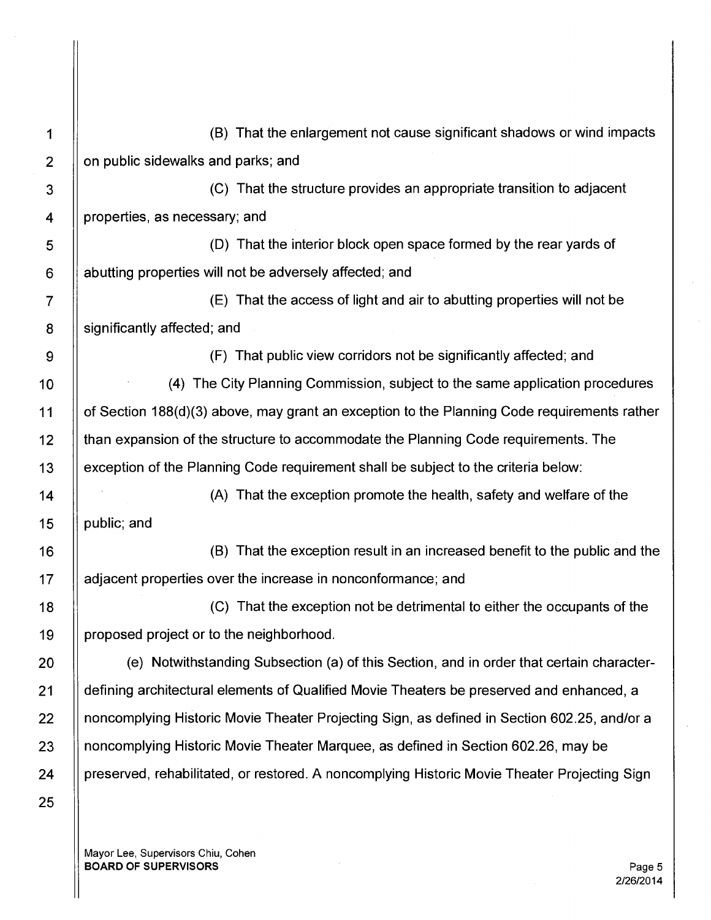(B) That the enlargement not cause significant shadows or wind impacts on public sidewalks and parks; and

(C) That the structure provides an appropriate transition to adjacent properties, as necessary; and

(D) That the interior block open space formed by the rear yards of abutting properties will not be adversely affected; and

(E) That the access of light and air to abutting properties will not be significantly affected; and

(F) That public view corridors not be significantly affected; and

(4) The City Planning Commission, subject to the same application procedures of Section 188(d)(3) above, may grant an exception to the Planning Code requirements rather than expansion of the structure to accommodate the Planning Code requirements. The exception of the Planning Code requirement shall be subject to the criteria below:

(A) That the exception promote the health, safety and welfare of the public; and

(B) That the exception result in an increased benefit to the public and the adjacent properties over the increase in nonconformance; and

(C) That the exception not be detrimental to either the occupants of the proposed project or to the neighborhood.

(e) Notwithstanding Subsection (a) of this Section, and in order that certain character-defining architectural elements of Qualified Movie Theaters be preserved and enhanced, a noncomplying Historic Movie Theater Projecting Sign, as defined in Section 602.25, and/or a noncomplying Historic Movie Theater Marquee, as defined in Section 602.26, may be preserved, rehabilitated, or restored. A noncomplying Historic Movie Theater Projecting Sign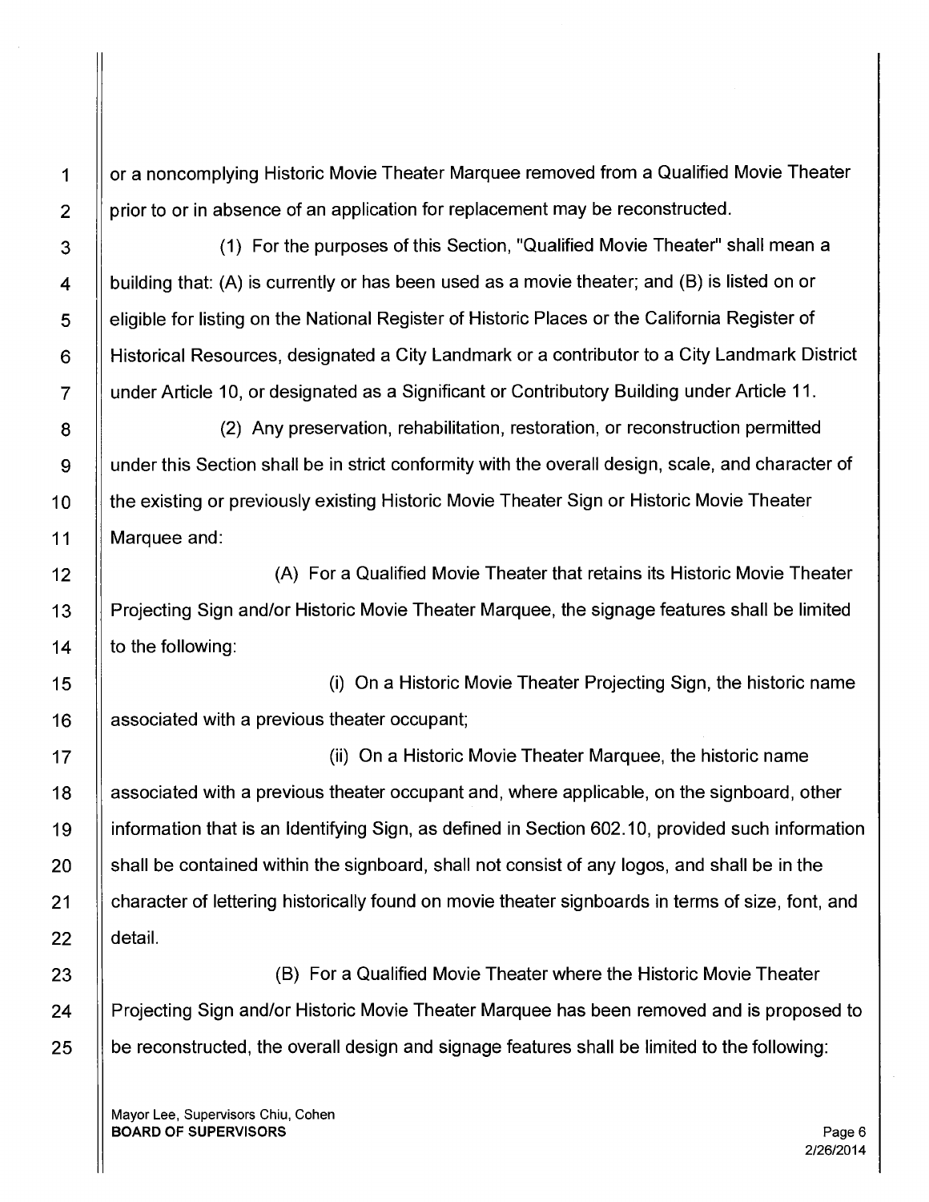or a noncomplying Historic Movie Theater Marquee removed from a Qualified Movie Theater prior to or in absence of an application for replacement may be reconstructed.

(1) For the purposes of this Section, "Qualified Movie Theater" shall mean a building that: (A) is currently or has been used as a movie theater; and (B) is listed on or eligible for listing on the National Register of Historic Places or the California Register of Historical Resources, designated a City Landmark or a contributor to a City Landmark District under Article 10, or designated as a Significant or Contributory Building under Article 11.

(2) Any preservation, rehabilitation, restoration, or reconstruction permitted under this Section shall be in strict conformity with the overall design, scale, and character of the existing or previously existing Historic Movie Theater Sign or Historic Movie Theater Marquee and:

(A) For a Qualified Movie Theater that retains its Historic Movie Theater Projecting Sign and/or Historic Movie Theater Marquee, the signage features shall be limited to the following:

(i) On a Historic Movie Theater Projecting Sign, the historic name associated with a previous theater occupant;

(ii) On a Historic Movie Theater Marquee, the historic name associated with a previous theater occupant and, where applicable, on the signboard, other information that is an Identifying Sign, as defined in Section 602.10, provided such information shall be contained within the signboard, shall not consist of any logos, and shall be in the character of lettering historically found on movie theater signboards in terms of size, font, and detail.

(B) For a Qualified Movie Theater where the Historic Movie Theater Projecting Sign and/or Historic Movie Theater Marquee has been removed and is proposed to be reconstructed, the overall design and signage features shall be limited to the following: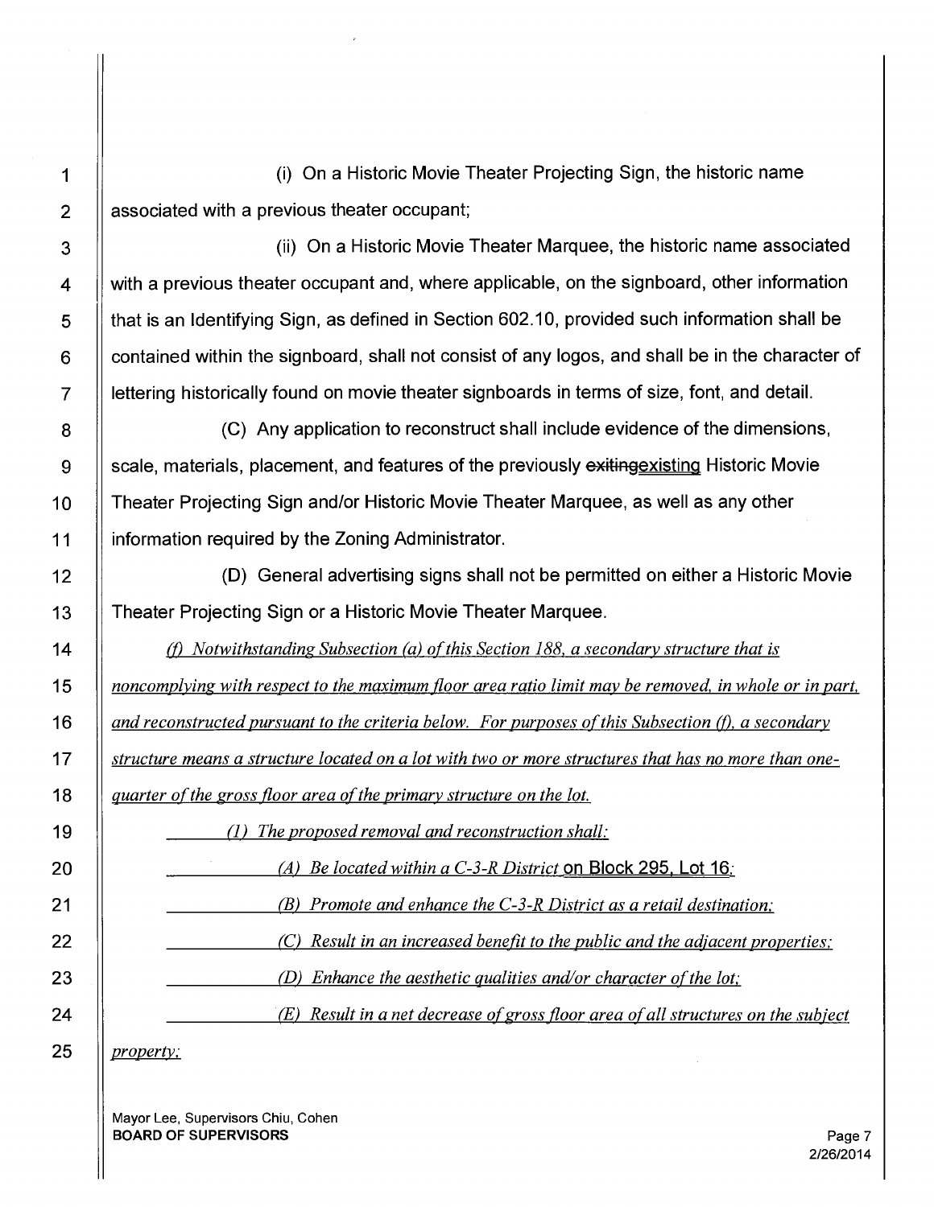(i) On a Historic Movie Theater Projecting Sign, the historic name associated with a previous theater occupant;

(ii) On a Historic Movie Theater Marquee, the historic name associated with a previous theater occupant and, where applicable, on the signboard, other information that is an Identifying Sign, as defined in Section 602.10, provided such information shall be contained within the signboard, shall not consist of any logos, and shall be in the character of lettering historically found on movie theater signboards in terms of size, font, and detail.

(C) Any application to reconstruct shall include evidence of the dimensions, scale, materials, placement, and features of the previously ~~exiting~~existing Historic Movie Theater Projecting Sign and/or Historic Movie Theater Marquee, as well as any other information required by the Zoning Administrator.

(D) General advertising signs shall not be permitted on either a Historic Movie Theater Projecting Sign or a Historic Movie Theater Marquee.

*(f) Notwithstanding Subsection (a) of this Section 188, a secondary structure that is noncomplying with respect to the maximum floor area ratio limit may be removed, in whole or in part, and reconstructed pursuant to the criteria below. For purposes of this Subsection (f), a secondary structure means a structure located on a lot with two or more structures that has no more than one-quarter of the gross floor area of the primary structure on the lot.*

*(1) The proposed removal and reconstruction shall:*

*(A) Be located within a C-3-R District* on Block 295, Lot 16*;*

*(B) Promote and enhance the C-3-R District as a retail destination;*

*(C) Result in an increased benefit to the public and the adjacent properties;*

*(D) Enhance the aesthetic qualities and/or character of the lot;*

*(E) Result in a net decrease of gross floor area of all structures on the subject property;*

Mayor Lee, Supervisors Chiu, Cohen
**BOARD OF SUPERVISORS**

2/26/2014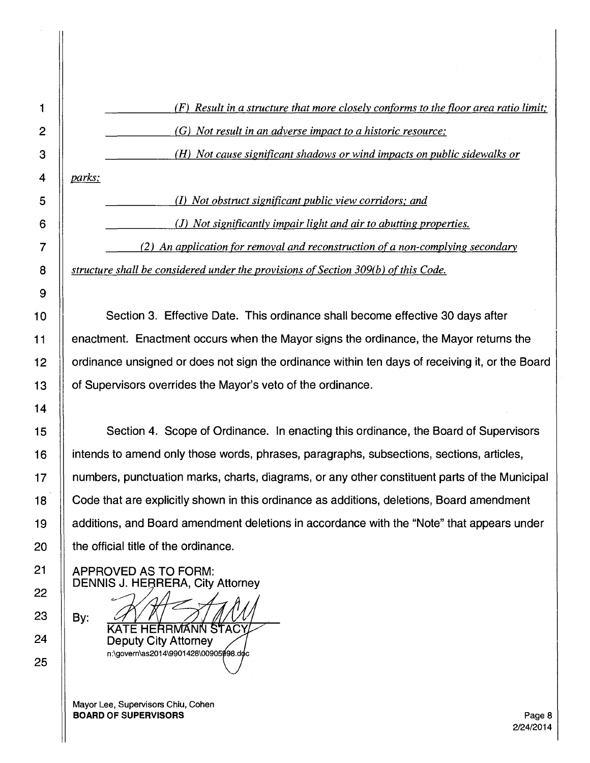*(F) Result in a structure that more closely conforms to the floor area ratio limit;*

*(G) Not result in an adverse impact to a historic resource;*

*(H) Not cause significant shadows or wind impacts on public sidewalks or parks;*

*(I) Not obstruct significant public view corridors; and*

*(J) Not significantly impair light and air to abutting properties.*

*(2) An application for removal and reconstruction of a non-complying secondary structure shall be considered under the provisions of Section 309(b) of this Code.*

Section 3. Effective Date. This ordinance shall become effective 30 days after enactment. Enactment occurs when the Mayor signs the ordinance, the Mayor returns the ordinance unsigned or does not sign the ordinance within ten days of receiving it, or the Board of Supervisors overrides the Mayor's veto of the ordinance.

Section 4. Scope of Ordinance. In enacting this ordinance, the Board of Supervisors intends to amend only those words, phrases, paragraphs, subsections, sections, articles, numbers, punctuation marks, charts, diagrams, or any other constituent parts of the Municipal Code that are explicitly shown in this ordinance as additions, deletions, Board amendment additions, and Board amendment deletions in accordance with the "Note" that appears under the official title of the ordinance.

APPROVED AS TO FORM:
DENNIS J. HERRERA, City Attorney

By: KATE HERRMANN STACY
Deputy City Attorney
n:\govern\as2014\9901428\00905998.doc

Mayor Lee, Supervisors Chiu, Cohen
**BOARD OF SUPERVISORS**

2/24/2014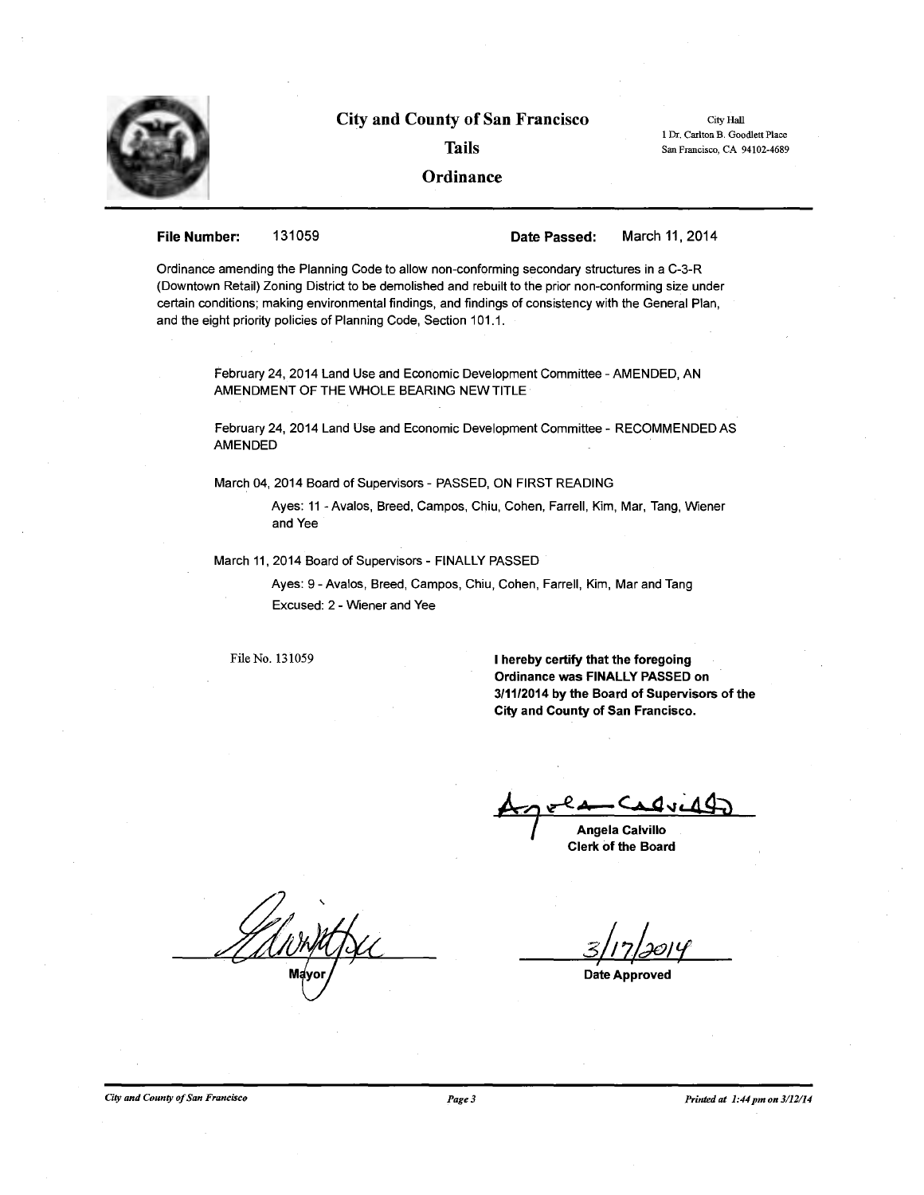# City and County of San Francisco

## Tails

## Ordinance

City Hall
1 Dr. Carlton B. Goodlett Place
San Francisco, CA 94102-4689

**File Number:** 131059 **Date Passed:** March 11, 2014

Ordinance amending the Planning Code to allow non-conforming secondary structures in a C-3-R (Downtown Retail) Zoning District to be demolished and rebuilt to the prior non-conforming size under certain conditions; making environmental findings, and findings of consistency with the General Plan, and the eight priority policies of Planning Code, Section 101.1.

February 24, 2014 Land Use and Economic Development Committee - AMENDED, AN AMENDMENT OF THE WHOLE BEARING NEW TITLE

February 24, 2014 Land Use and Economic Development Committee - RECOMMENDED AS AMENDED

March 04, 2014 Board of Supervisors - PASSED, ON FIRST READING

Ayes: 11 - Avalos, Breed, Campos, Chiu, Cohen, Farrell, Kim, Mar, Tang, Wiener and Yee

March 11, 2014 Board of Supervisors - FINALLY PASSED

Ayes: 9 - Avalos, Breed, Campos, Chiu, Cohen, Farrell, Kim, Mar and Tang
Excused: 2 - Wiener and Yee

File No. 131059

**I hereby certify that the foregoing Ordinance was FINALLY PASSED on 3/11/2014 by the Board of Supervisors of the City and County of San Francisco.**

**Angela Calvillo**
**Clerk of the Board**

**Mayor**

3/17/2014
**Date Approved**